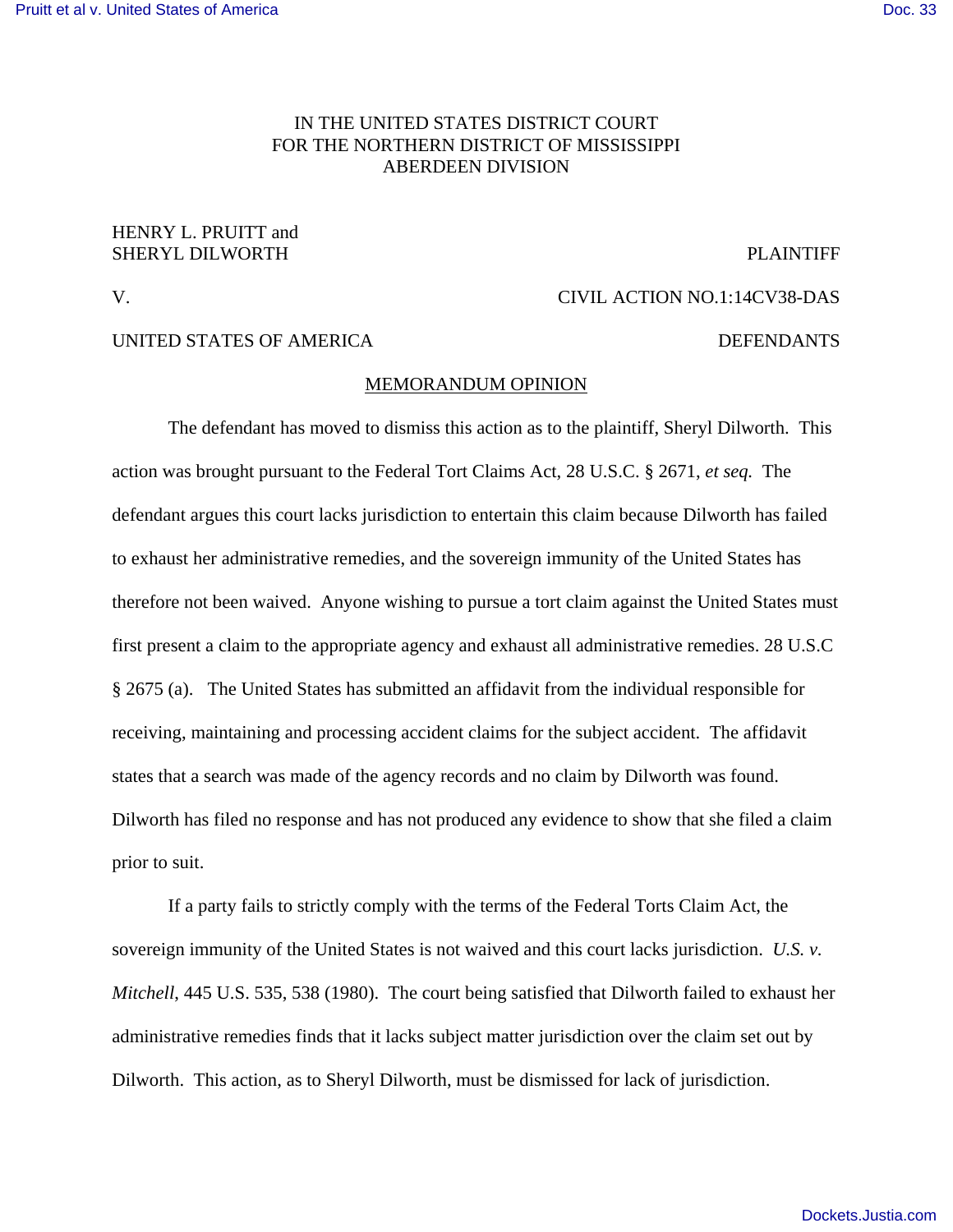IN THE UNITED STATES DISTRICT COURT
FOR THE NORTHERN DISTRICT OF MISSISSIPPI
ABERDEEN DIVISION

HENRY L. PRUITT and
SHERYL DILWORTH PLAINTIFF

V. CIVIL ACTION NO.1:14CV38-DAS

UNITED STATES OF AMERICA DEFENDANTS

MEMORANDUM OPINION

The defendant has moved to dismiss this action as to the plaintiff, Sheryl Dilworth. This action was brought pursuant to the Federal Tort Claims Act, 28 U.S.C. § 2671, *et seq.* The defendant argues this court lacks jurisdiction to entertain this claim because Dilworth has failed to exhaust her administrative remedies, and the sovereign immunity of the United States has therefore not been waived. Anyone wishing to pursue a tort claim against the United States must first present a claim to the appropriate agency and exhaust all administrative remedies. 28 U.S.C § 2675 (a). The United States has submitted an affidavit from the individual responsible for receiving, maintaining and processing accident claims for the subject accident. The affidavit states that a search was made of the agency records and no claim by Dilworth was found. Dilworth has filed no response and has not produced any evidence to show that she filed a claim prior to suit.

If a party fails to strictly comply with the terms of the Federal Torts Claim Act, the sovereign immunity of the United States is not waived and this court lacks jurisdiction. *U.S. v. Mitchell*, 445 U.S. 535, 538 (1980). The court being satisfied that Dilworth failed to exhaust her administrative remedies finds that it lacks subject matter jurisdiction over the claim set out by Dilworth. This action, as to Sheryl Dilworth, must be dismissed for lack of jurisdiction.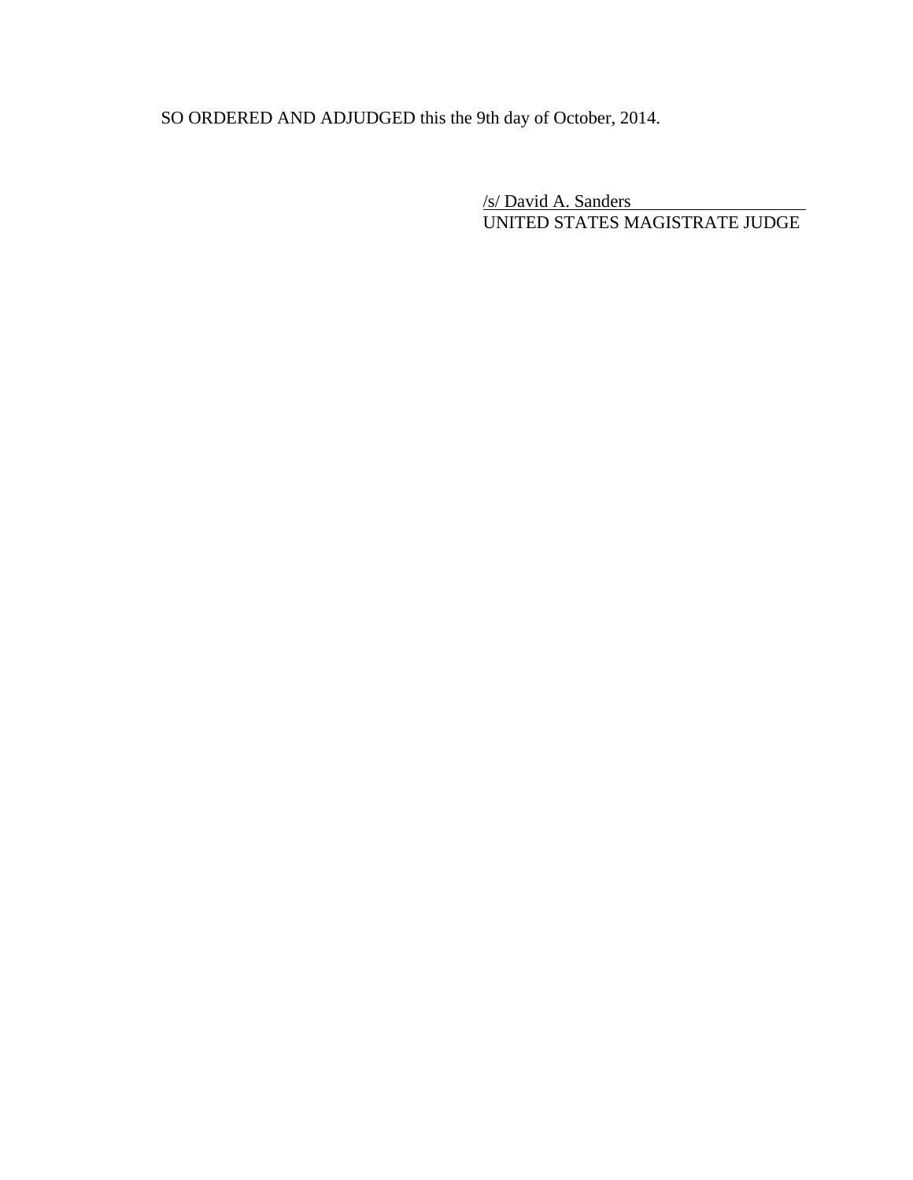SO ORDERED AND ADJUDGED this the 9th day of October, 2014.

/s/ David A. Sanders
UNITED STATES MAGISTRATE JUDGE